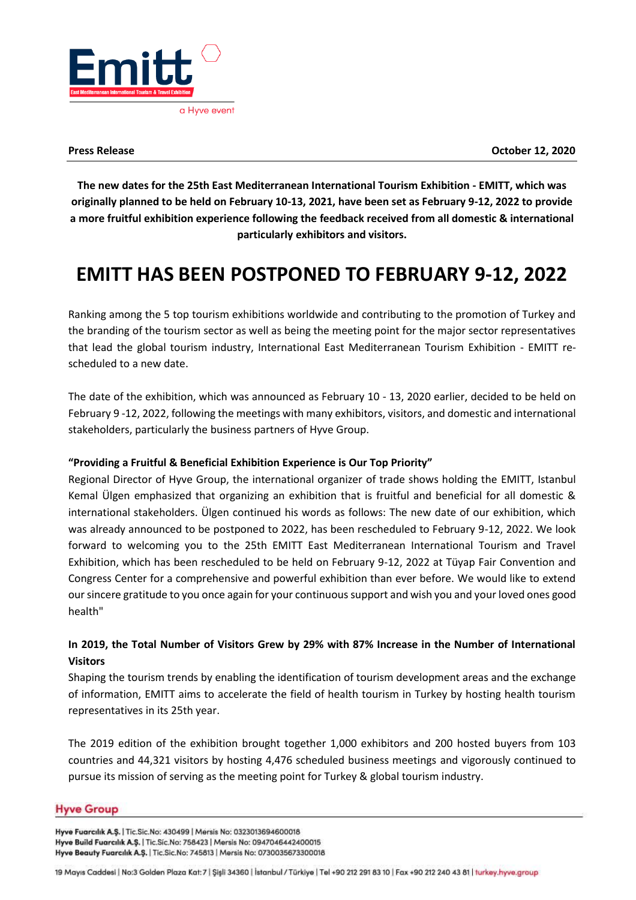Emitt

East Mediterranean International Tourism & Travel Exhibition

a Hyve event

**Press Release** **October 12, 2020**

**The new dates for the 25th East Mediterranean International Tourism Exhibition - EMITT, which was originally planned to be held on February 10-13, 2021, have been set as February 9-12, 2022 to provide a more fruitful exhibition experience following the feedback received from all domestic & international particularly exhibitors and visitors.**

# EMITT HAS BEEN POSTPONED TO FEBRUARY 9-12, 2022

Ranking among the 5 top tourism exhibitions worldwide and contributing to the promotion of Turkey and the branding of the tourism sector as well as being the meeting point for the major sector representatives that lead the global tourism industry, International East Mediterranean Tourism Exhibition - EMITT re-scheduled to a new date.

The date of the exhibition, which was announced as February 10 - 13, 2020 earlier, decided to be held on February 9 -12, 2022, following the meetings with many exhibitors, visitors, and domestic and international stakeholders, particularly the business partners of Hyve Group.

**"Providing a Fruitful & Beneficial Exhibition Experience is Our Top Priority"**

Regional Director of Hyve Group, the international organizer of trade shows holding the EMITT, Istanbul Kemal Ülgen emphasized that organizing an exhibition that is fruitful and beneficial for all domestic & international stakeholders. Ülgen continued his words as follows: The new date of our exhibition, which was already announced to be postponed to 2022, has been rescheduled to February 9-12, 2022. We look forward to welcoming you to the 25th EMITT East Mediterranean International Tourism and Travel Exhibition, which has been rescheduled to be held on February 9-12, 2022 at Tüyap Fair Convention and Congress Center for a comprehensive and powerful exhibition than ever before. We would like to extend our sincere gratitude to you once again for your continuous support and wish you and your loved ones good health"

**In 2019, the Total Number of Visitors Grew by 29% with 87% Increase in the Number of International Visitors**

Shaping the tourism trends by enabling the identification of tourism development areas and the exchange of information, EMITT aims to accelerate the field of health tourism in Turkey by hosting health tourism representatives in its 25th year.

The 2019 edition of the exhibition brought together 1,000 exhibitors and 200 hosted buyers from 103 countries and 44,321 visitors by hosting 4,476 scheduled business meetings and vigorously continued to pursue its mission of serving as the meeting point for Turkey & global tourism industry.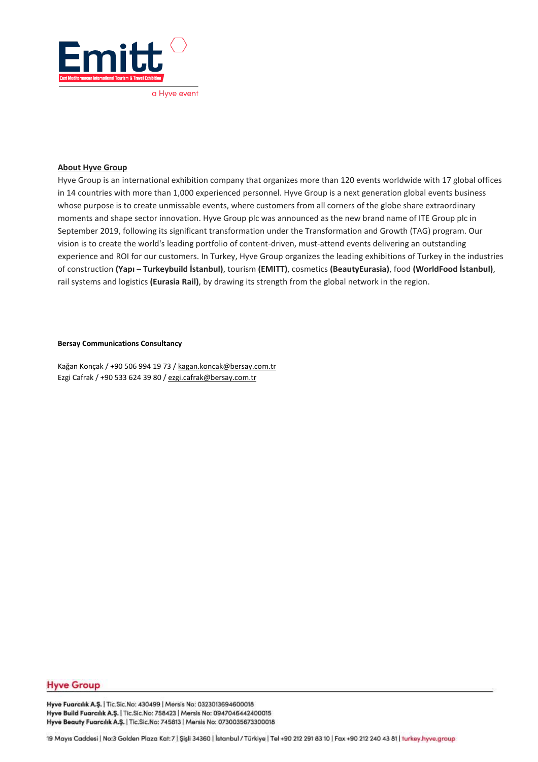**About Hyve Group**

Hyve Group is an international exhibition company that organizes more than 120 events worldwide with 17 global offices in 14 countries with more than 1,000 experienced personnel. Hyve Group is a next generation global events business whose purpose is to create unmissable events, where customers from all corners of the globe share extraordinary moments and shape sector innovation. Hyve Group plc was announced as the new brand name of ITE Group plc in September 2019, following its significant transformation under the Transformation and Growth (TAG) program. Our vision is to create the world's leading portfolio of content-driven, must-attend events delivering an outstanding experience and ROI for our customers. In Turkey, Hyve Group organizes the leading exhibitions of Turkey in the industries of construction **(Yapı – Turkeybuild İstanbul)**, tourism **(EMITT)**, cosmetics **(BeautyEurasia)**, food **(WorldFood İstanbul)**, rail systems and logistics **(Eurasia Rail)**, by drawing its strength from the global network in the region.

**Bersay Communications Consultancy**

Kağan Konçak / +90 506 994 19 73 / kagan.koncak@bersay.com.tr
Ezgi Cafrak / +90 533 624 39 80 / ezgi.cafrak@bersay.com.tr